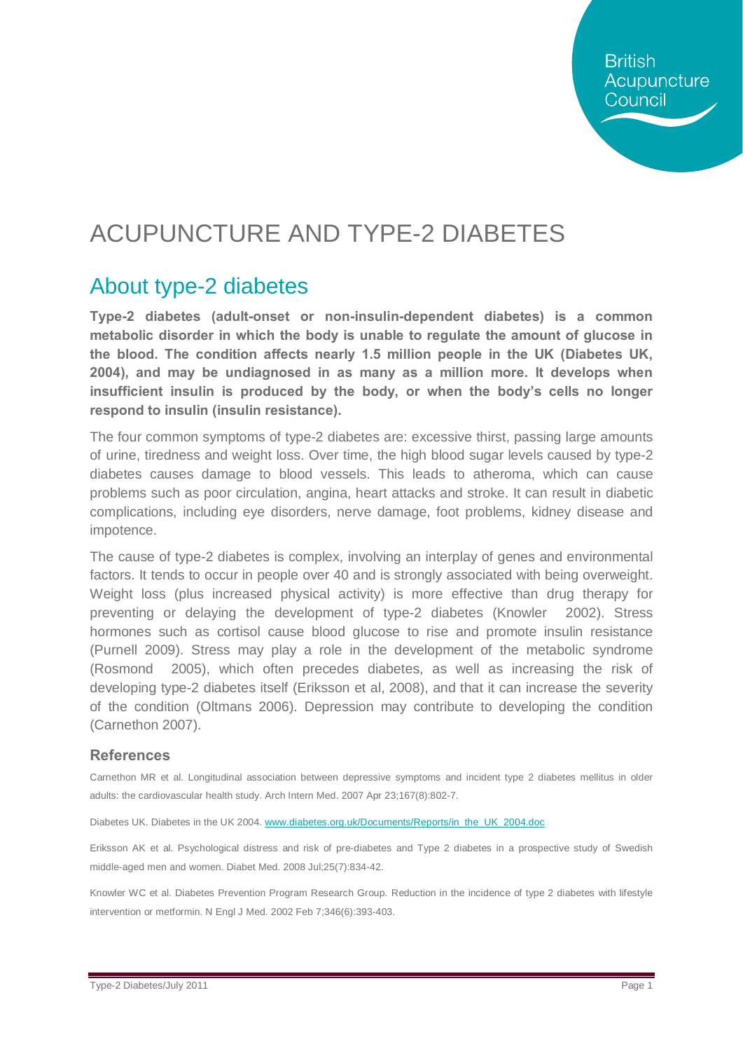British Acupuncture Council

# ACUPUNCTURE AND TYPE-2 DIABETES

## About type-2 diabetes

**Type-2 diabetes (adult-onset or non-insulin-dependent diabetes) is a common metabolic disorder in which the body is unable to regulate the amount of glucose in the blood. The condition affects nearly 1.5 million people in the UK (Diabetes UK, 2004), and may be undiagnosed in as many as a million more. It develops when insufficient insulin is produced by the body, or when the body's cells no longer respond to insulin (insulin resistance).**

The four common symptoms of type-2 diabetes are: excessive thirst, passing large amounts of urine, tiredness and weight loss. Over time, the high blood sugar levels caused by type-2 diabetes causes damage to blood vessels. This leads to atheroma, which can cause problems such as poor circulation, angina, heart attacks and stroke. It can result in diabetic complications, including eye disorders, nerve damage, foot problems, kidney disease and impotence.

The cause of type-2 diabetes is complex, involving an interplay of genes and environmental factors. It tends to occur in people over 40 and is strongly associated with being overweight. Weight loss (plus increased physical activity) is more effective than drug therapy for preventing or delaying the development of type-2 diabetes (Knowler 2002). Stress hormones such as cortisol cause blood glucose to rise and promote insulin resistance (Purnell 2009). Stress may play a role in the development of the metabolic syndrome (Rosmond 2005), which often precedes diabetes, as well as increasing the risk of developing type-2 diabetes itself (Eriksson et al, 2008), and that it can increase the severity of the condition (Oltmans 2006). Depression may contribute to developing the condition (Carnethon 2007).

### References

Carnethon MR et al. Longitudinal association between depressive symptoms and incident type 2 diabetes mellitus in older adults: the cardiovascular health study. Arch Intern Med. 2007 Apr 23;167(8):802-7.

Diabetes UK. Diabetes in the UK 2004. www.diabetes.org.uk/Documents/Reports/in_the_UK_2004.doc

Eriksson AK et al. Psychological distress and risk of pre-diabetes and Type 2 diabetes in a prospective study of Swedish middle-aged men and women. Diabet Med. 2008 Jul;25(7):834-42.

Knowler WC et al. Diabetes Prevention Program Research Group. Reduction in the incidence of type 2 diabetes with lifestyle intervention or metformin. N Engl J Med. 2002 Feb 7;346(6):393-403.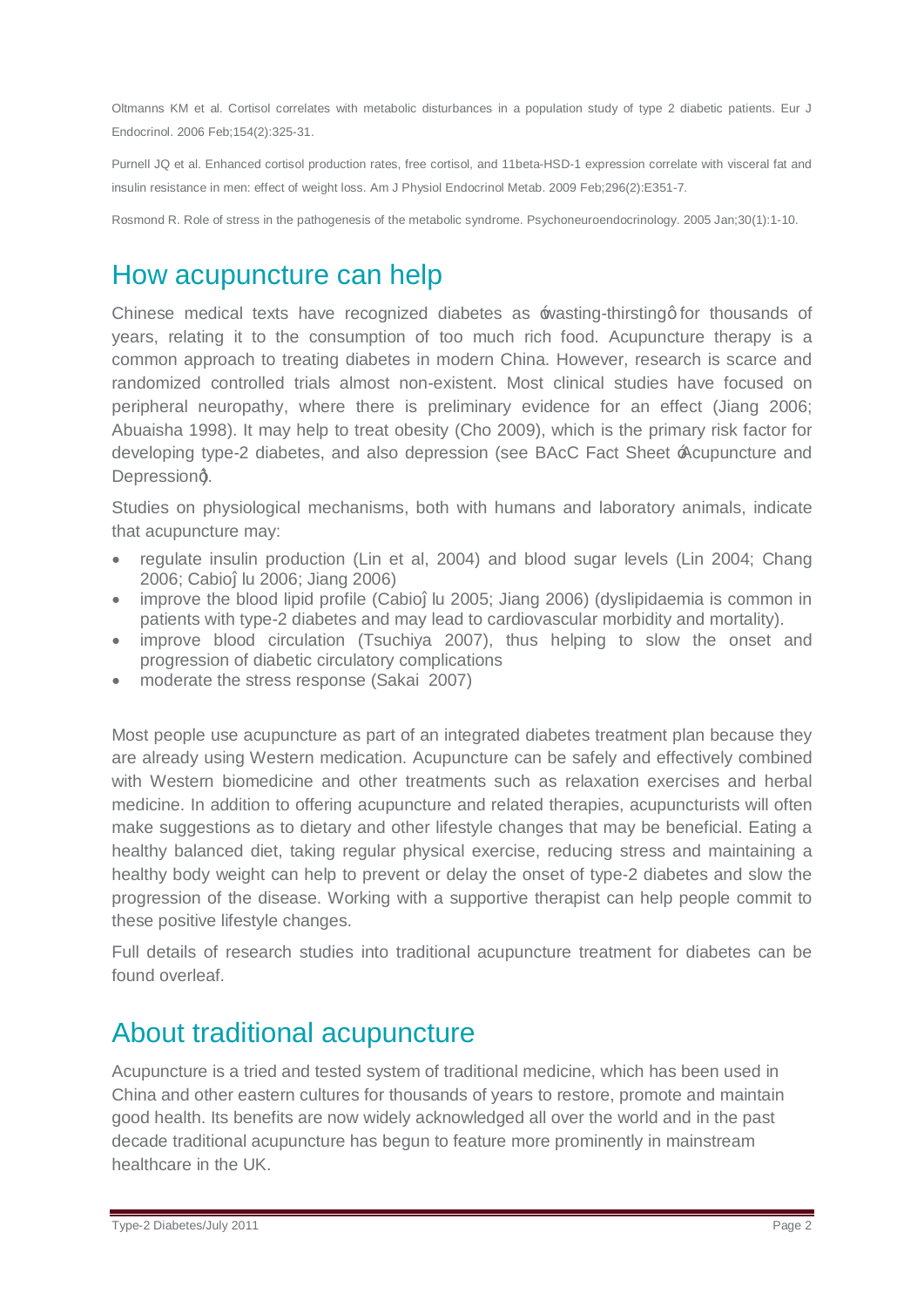Oltmanns KM et al. Cortisol correlates with metabolic disturbances in a population study of type 2 diabetic patients. Eur J Endocrinol. 2006 Feb;154(2):325-31.

Purnell JQ et al. Enhanced cortisol production rates, free cortisol, and 11beta-HSD-1 expression correlate with visceral fat and insulin resistance in men: effect of weight loss. Am J Physiol Endocrinol Metab. 2009 Feb;296(2):E351-7.

Rosmond R. Role of stress in the pathogenesis of the metabolic syndrome. Psychoneuroendocrinology. 2005 Jan;30(1):1-10.

## How acupuncture can help

Chinese medical texts have recognized diabetes as ‘wasting-thirsting’ for thousands of years, relating it to the consumption of too much rich food. Acupuncture therapy is a common approach to treating diabetes in modern China. However, research is scarce and randomized controlled trials almost non-existent. Most clinical studies have focused on peripheral neuropathy, where there is preliminary evidence for an effect (Jiang 2006; Abuaisha 1998). It may help to treat obesity (Cho 2009), which is the primary risk factor for developing type-2 diabetes, and also depression (see BAcC Fact Sheet ‘Acupuncture and Depression’).

Studies on physiological mechanisms, both with humans and laboratory animals, indicate that acupuncture may:

- regulate insulin production (Lin et al, 2004) and blood sugar levels (Lin 2004; Chang 2006; Cabioğlu 2006; Jiang 2006)
- improve the blood lipid profile (Cabioğlu 2005; Jiang 2006) (dyslipidaemia is common in patients with type-2 diabetes and may lead to cardiovascular morbidity and mortality).
- improve blood circulation (Tsuchiya 2007), thus helping to slow the onset and progression of diabetic circulatory complications
- moderate the stress response (Sakai 2007)

Most people use acupuncture as part of an integrated diabetes treatment plan because they are already using Western medication. Acupuncture can be safely and effectively combined with Western biomedicine and other treatments such as relaxation exercises and herbal medicine. In addition to offering acupuncture and related therapies, acupuncturists will often make suggestions as to dietary and other lifestyle changes that may be beneficial. Eating a healthy balanced diet, taking regular physical exercise, reducing stress and maintaining a healthy body weight can help to prevent or delay the onset of type-2 diabetes and slow the progression of the disease. Working with a supportive therapist can help people commit to these positive lifestyle changes.

Full details of research studies into traditional acupuncture treatment for diabetes can be found overleaf.

## About traditional acupuncture

Acupuncture is a tried and tested system of traditional medicine, which has been used in China and other eastern cultures for thousands of years to restore, promote and maintain good health. Its benefits are now widely acknowledged all over the world and in the past decade traditional acupuncture has begun to feature more prominently in mainstream healthcare in the UK.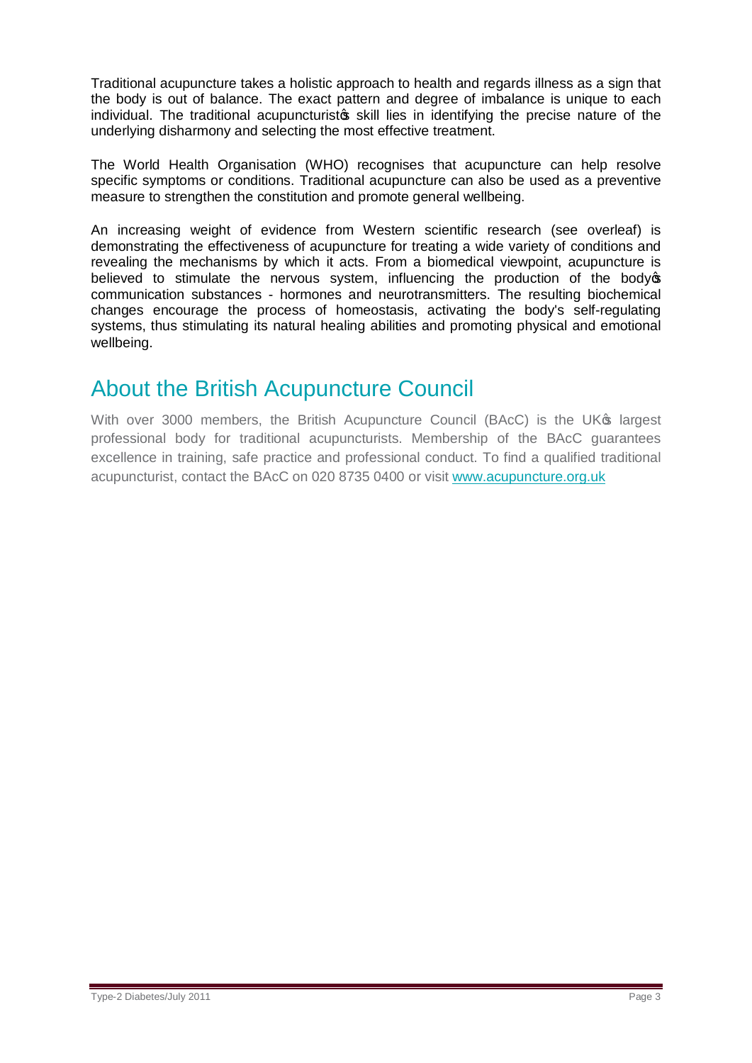Traditional acupuncture takes a holistic approach to health and regards illness as a sign that the body is out of balance. The exact pattern and degree of imbalance is unique to each individual. The traditional acupuncturist's skill lies in identifying the precise nature of the underlying disharmony and selecting the most effective treatment.

The World Health Organisation (WHO) recognises that acupuncture can help resolve specific symptoms or conditions. Traditional acupuncture can also be used as a preventive measure to strengthen the constitution and promote general wellbeing.

An increasing weight of evidence from Western scientific research (see overleaf) is demonstrating the effectiveness of acupuncture for treating a wide variety of conditions and revealing the mechanisms by which it acts. From a biomedical viewpoint, acupuncture is believed to stimulate the nervous system, influencing the production of the body's communication substances - hormones and neurotransmitters. The resulting biochemical changes encourage the process of homeostasis, activating the body's self-regulating systems, thus stimulating its natural healing abilities and promoting physical and emotional wellbeing.

## About the British Acupuncture Council

With over 3000 members, the British Acupuncture Council (BAcC) is the UK's largest professional body for traditional acupuncturists. Membership of the BAcC guarantees excellence in training, safe practice and professional conduct. To find a qualified traditional acupuncturist, contact the BAcC on 020 8735 0400 or visit www.acupuncture.org.uk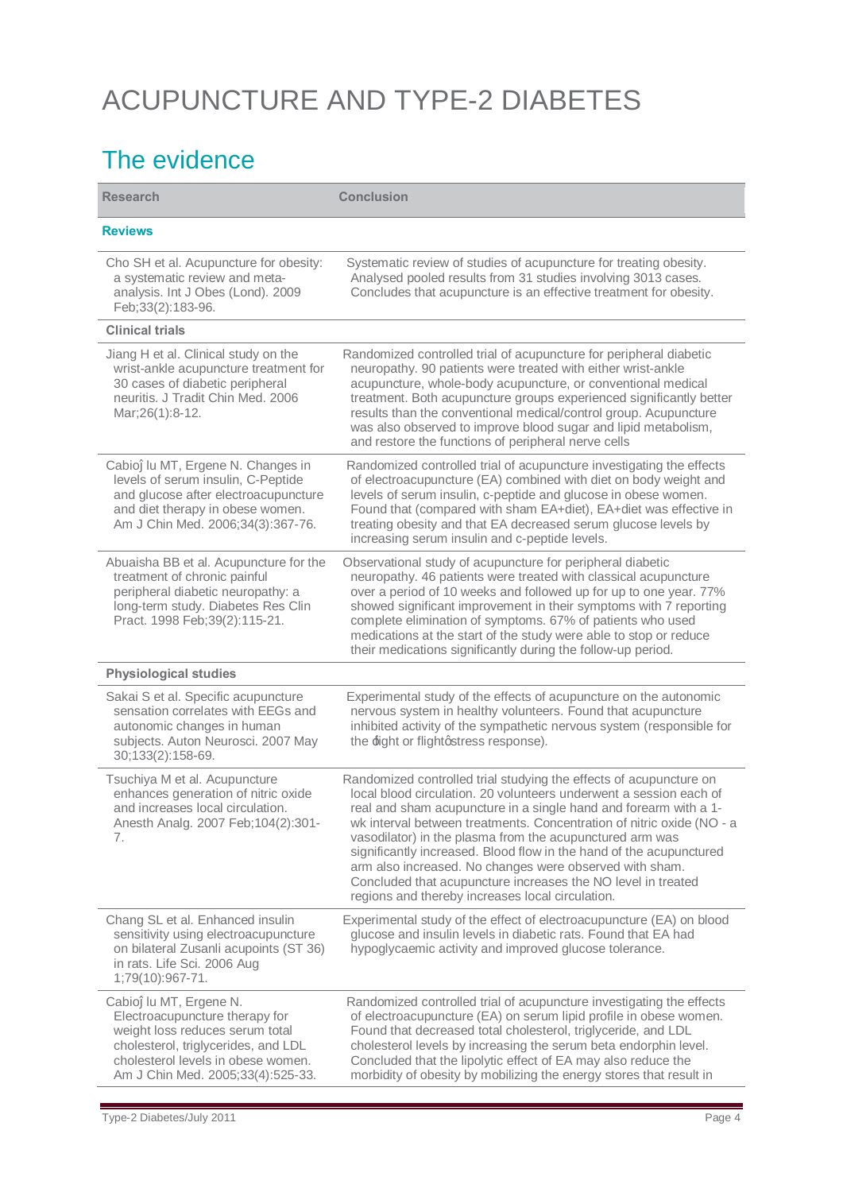# ACUPUNCTURE AND TYPE-2 DIABETES

## The evidence

| Research | Conclusion |
| --- | --- |
| **Reviews** | |
| Cho SH et al. Acupuncture for obesity: a systematic review and meta-analysis. Int J Obes (Lond). 2009 Feb;33(2):183-96. | Systematic review of studies of acupuncture for treating obesity. Analysed pooled results from 31 studies involving 3013 cases. Concludes that acupuncture is an effective treatment for obesity. |
| **Clinical trials** | |
| Jiang H et al. Clinical study on the wrist-ankle acupuncture treatment for 30 cases of diabetic peripheral neuritis. J Tradit Chin Med. 2006 Mar;26(1):8-12. | Randomized controlled trial of acupuncture for peripheral diabetic neuropathy. 90 patients were treated with either wrist-ankle acupuncture, whole-body acupuncture, or conventional medical treatment. Both acupuncture groups experienced significantly better results than the conventional medical/control group. Acupuncture was also observed to improve blood sugar and lipid metabolism, and restore the functions of peripheral nerve cells |
| Cabioĵ lu MT, Ergene N. Changes in levels of serum insulin, C-Peptide and glucose after electroacupuncture and diet therapy in obese women. Am J Chin Med. 2006;34(3):367-76. | Randomized controlled trial of acupuncture investigating the effects of electroacupuncture (EA) combined with diet on body weight and levels of serum insulin, c-peptide and glucose in obese women. Found that (compared with sham EA+diet), EA+diet was effective in treating obesity and that EA decreased serum glucose levels by increasing serum insulin and c-peptide levels. |
| Abuaisha BB et al. Acupuncture for the treatment of chronic painful peripheral diabetic neuropathy: a long-term study. Diabetes Res Clin Pract. 1998 Feb;39(2):115-21. | Observational study of acupuncture for peripheral diabetic neuropathy. 46 patients were treated with classical acupuncture over a period of 10 weeks and followed up for up to one year. 77% showed significant improvement in their symptoms with 7 reporting complete elimination of symptoms. 67% of patients who used medications at the start of the study were able to stop or reduce their medications significantly during the follow-up period. |
| **Physiological studies** | |
| Sakai S et al. Specific acupuncture sensation correlates with EEGs and autonomic changes in human subjects. Auton Neurosci. 2007 May 30;133(2):158-69. | Experimental study of the effects of acupuncture on the autonomic nervous system in healthy volunteers. Found that acupuncture inhibited activity of the sympathetic nervous system (responsible for the ‘fight or flight’ stress response). |
| Tsuchiya M et al. Acupuncture enhances generation of nitric oxide and increases local circulation. Anesth Analg. 2007 Feb;104(2):301-7. | Randomized controlled trial studying the effects of acupuncture on local blood circulation. 20 volunteers underwent a session each of real and sham acupuncture in a single hand and forearm with a 1-wk interval between treatments. Concentration of nitric oxide (NO - a vasodilator) in the plasma from the acupunctured arm was significantly increased. Blood flow in the hand of the acupunctured arm also increased. No changes were observed with sham. Concluded that acupuncture increases the NO level in treated regions and thereby increases local circulation. |
| Chang SL et al. Enhanced insulin sensitivity using electroacupuncture on bilateral Zusanli acupoints (ST 36) in rats. Life Sci. 2006 Aug 1;79(10):967-71. | Experimental study of the effect of electroacupuncture (EA) on blood glucose and insulin levels in diabetic rats. Found that EA had hypoglycaemic activity and improved glucose tolerance. |
| Cabioĵ lu MT, Ergene N. Electroacupuncture therapy for weight loss reduces serum total cholesterol, triglycerides, and LDL cholesterol levels in obese women. Am J Chin Med. 2005;33(4):525-33. | Randomized controlled trial of acupuncture investigating the effects of electroacupuncture (EA) on serum lipid profile in obese women. Found that decreased total cholesterol, triglyceride, and LDL cholesterol levels by increasing the serum beta endorphin level. Concluded that the lipolytic effect of EA may also reduce the morbidity of obesity by mobilizing the energy stores that result in |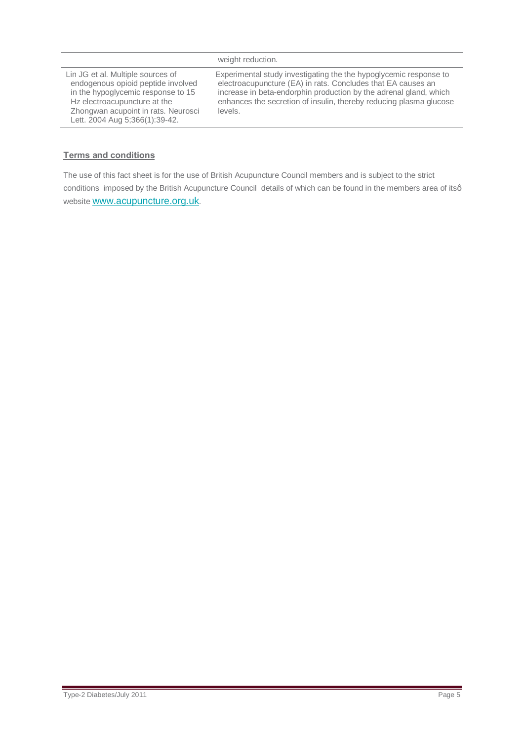| | |
|---|---|
| | weight reduction. |
| Lin JG et al. Multiple sources of endogenous opioid peptide involved in the hypoglycemic response to 15 Hz electroacupuncture at the Zhongwan acupoint in rats. Neurosci Lett. 2004 Aug 5;366(1):39-42. | Experimental study investigating the the hypoglycemic response to electroacupuncture (EA) in rats. Concludes that EA causes an increase in beta-endorphin production by the adrenal gland, which enhances the secretion of insulin, thereby reducing plasma glucose levels. |

## Terms and conditions

The use of this fact sheet is for the use of British Acupuncture Council members and is subject to the strict conditions imposed by the British Acupuncture Council details of which can be found in the members area of itsô website www.acupuncture.org.uk.